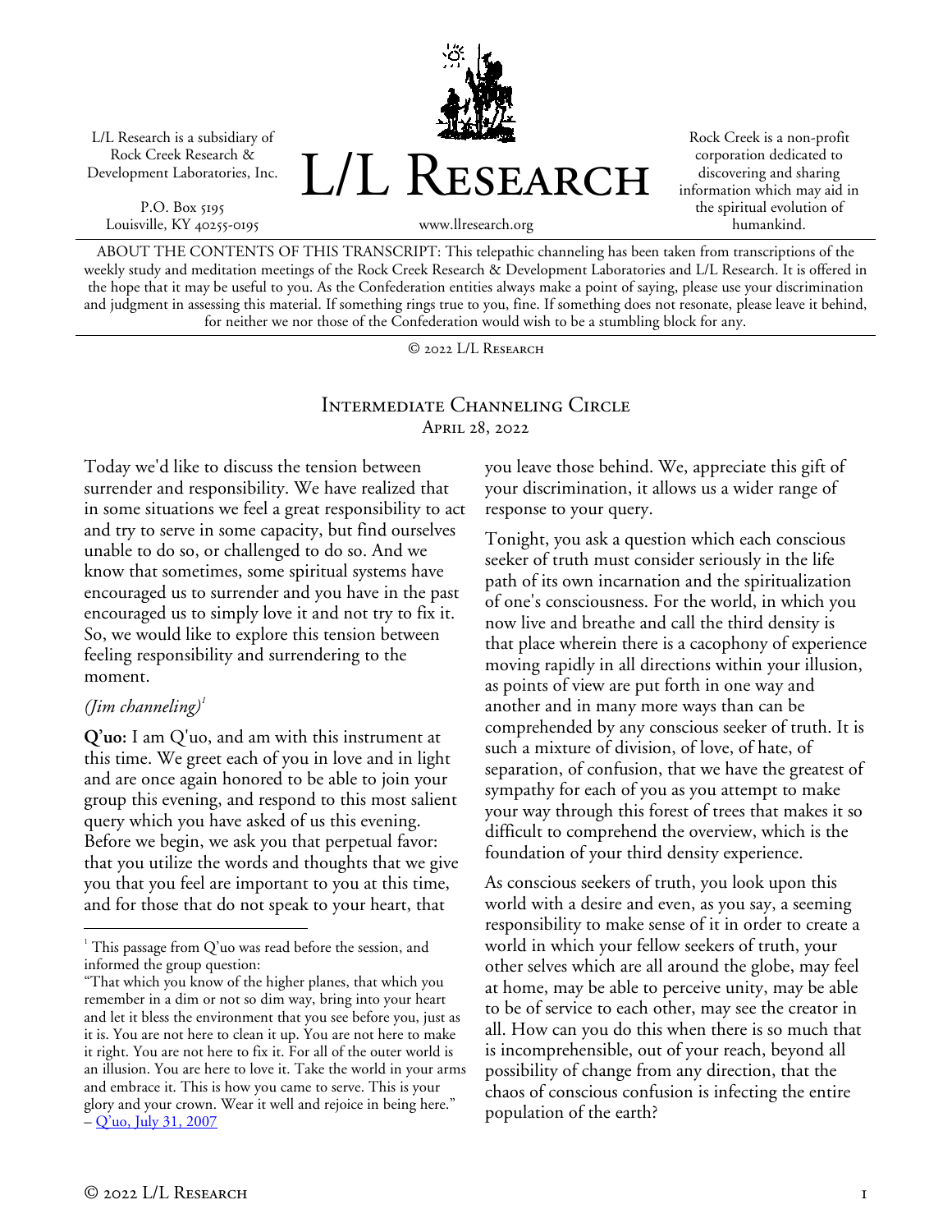L/L Research is a subsidiary of Rock Creek Research & Development Laboratories, Inc.

P.O. Box 5195
Louisville, KY 40255-0195

# L/L Research

www.llresearch.org

Rock Creek is a non-profit corporation dedicated to discovering and sharing information which may aid in the spiritual evolution of humankind.

ABOUT THE CONTENTS OF THIS TRANSCRIPT: This telepathic channeling has been taken from transcriptions of the weekly study and meditation meetings of the Rock Creek Research & Development Laboratories and L/L Research. It is offered in the hope that it may be useful to you. As the Confederation entities always make a point of saying, please use your discrimination and judgment in assessing this material. If something rings true to you, fine. If something does not resonate, please leave it behind, for neither we nor those of the Confederation would wish to be a stumbling block for any.

© 2022 L/L Research

## Intermediate Channeling Circle
April 28, 2022

Today we'd like to discuss the tension between surrender and responsibility. We have realized that in some situations we feel a great responsibility to act and try to serve in some capacity, but find ourselves unable to do so, or challenged to do so. And we know that sometimes, some spiritual systems have encouraged us to surrender and you have in the past encouraged us to simply love it and not try to fix it. So, we would like to explore this tension between feeling responsibility and surrendering to the moment.

*(Jim channeling)*[1]

**Q'uo:** I am Q'uo, and am with this instrument at this time. We greet each of you in love and in light and are once again honored to be able to join your group this evening, and respond to this most salient query which you have asked of us this evening. Before we begin, we ask you that perpetual favor: that you utilize the words and thoughts that we give you that you feel are important to you at this time, and for those that do not speak to your heart, that you leave those behind. We, appreciate this gift of your discrimination, it allows us a wider range of response to your query.

Tonight, you ask a question which each conscious seeker of truth must consider seriously in the life path of its own incarnation and the spiritualization of one's consciousness. For the world, in which you now live and breathe and call the third density is that place wherein there is a cacophony of experience moving rapidly in all directions within your illusion, as points of view are put forth in one way and another and in many more ways than can be comprehended by any conscious seeker of truth. It is such a mixture of division, of love, of hate, of separation, of confusion, that we have the greatest of sympathy for each of you as you attempt to make your way through this forest of trees that makes it so difficult to comprehend the overview, which is the foundation of your third density experience.

As conscious seekers of truth, you look upon this world with a desire and even, as you say, a seeming responsibility to make sense of it in order to create a world in which your fellow seekers of truth, your other selves which are all around the globe, may feel at home, may be able to perceive unity, may be able to be of service to each other, may see the creator in all. How can you do this when there is so much that is incomprehensible, out of your reach, beyond all possibility of change from any direction, that the chaos of conscious confusion is infecting the entire population of the earth?

---

[1] This passage from Q'uo was read before the session, and informed the group question:

"That which you know of the higher planes, that which you remember in a dim or not so dim way, bring into your heart and let it bless the environment that you see before you, just as it is. You are not here to clean it up. You are not here to make it right. You are not here to fix it. For all of the outer world is an illusion. You are here to love it. Take the world in your arms and embrace it. This is how you came to serve. This is your glory and your crown. Wear it well and rejoice in being here." – Q'uo, July 31, 2007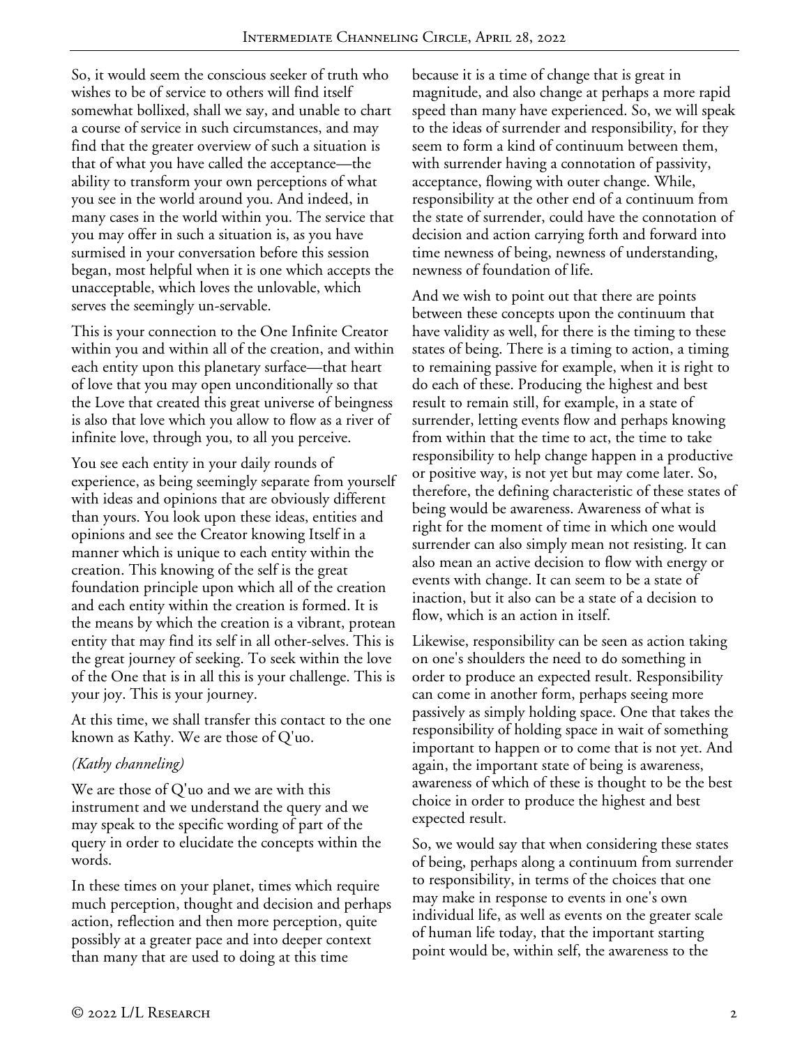So, it would seem the conscious seeker of truth who wishes to be of service to others will find itself somewhat bollixed, shall we say, and unable to chart a course of service in such circumstances, and may find that the greater overview of such a situation is that of what you have called the acceptance—the ability to transform your own perceptions of what you see in the world around you. And indeed, in many cases in the world within you. The service that you may offer in such a situation is, as you have surmised in your conversation before this session began, most helpful when it is one which accepts the unacceptable, which loves the unlovable, which serves the seemingly un-servable.

This is your connection to the One Infinite Creator within you and within all of the creation, and within each entity upon this planetary surface—that heart of love that you may open unconditionally so that the Love that created this great universe of beingness is also that love which you allow to flow as a river of infinite love, through you, to all you perceive.

You see each entity in your daily rounds of experience, as being seemingly separate from yourself with ideas and opinions that are obviously different than yours. You look upon these ideas, entities and opinions and see the Creator knowing Itself in a manner which is unique to each entity within the creation. This knowing of the self is the great foundation principle upon which all of the creation and each entity within the creation is formed. It is the means by which the creation is a vibrant, protean entity that may find its self in all other-selves. This is the great journey of seeking. To seek within the love of the One that is in all this is your challenge. This is your joy. This is your journey.

At this time, we shall transfer this contact to the one known as Kathy. We are those of Q'uo.

*(Kathy channeling)*

We are those of Q'uo and we are with this instrument and we understand the query and we may speak to the specific wording of part of the query in order to elucidate the concepts within the words.

In these times on your planet, times which require much perception, thought and decision and perhaps action, reflection and then more perception, quite possibly at a greater pace and into deeper context than many that are used to doing at this time because it is a time of change that is great in magnitude, and also change at perhaps a more rapid speed than many have experienced. So, we will speak to the ideas of surrender and responsibility, for they seem to form a kind of continuum between them, with surrender having a connotation of passivity, acceptance, flowing with outer change. While, responsibility at the other end of a continuum from the state of surrender, could have the connotation of decision and action carrying forth and forward into time newness of being, newness of understanding, newness of foundation of life.

And we wish to point out that there are points between these concepts upon the continuum that have validity as well, for there is the timing to these states of being. There is a timing to action, a timing to remaining passive for example, when it is right to do each of these. Producing the highest and best result to remain still, for example, in a state of surrender, letting events flow and perhaps knowing from within that the time to act, the time to take responsibility to help change happen in a productive or positive way, is not yet but may come later. So, therefore, the defining characteristic of these states of being would be awareness. Awareness of what is right for the moment of time in which one would surrender can also simply mean not resisting. It can also mean an active decision to flow with energy or events with change. It can seem to be a state of inaction, but it also can be a state of a decision to flow, which is an action in itself.

Likewise, responsibility can be seen as action taking on one's shoulders the need to do something in order to produce an expected result. Responsibility can come in another form, perhaps seeing more passively as simply holding space. One that takes the responsibility of holding space in wait of something important to happen or to come that is not yet. And again, the important state of being is awareness, awareness of which of these is thought to be the best choice in order to produce the highest and best expected result.

So, we would say that when considering these states of being, perhaps along a continuum from surrender to responsibility, in terms of the choices that one may make in response to events in one's own individual life, as well as events on the greater scale of human life today, that the important starting point would be, within self, the awareness to the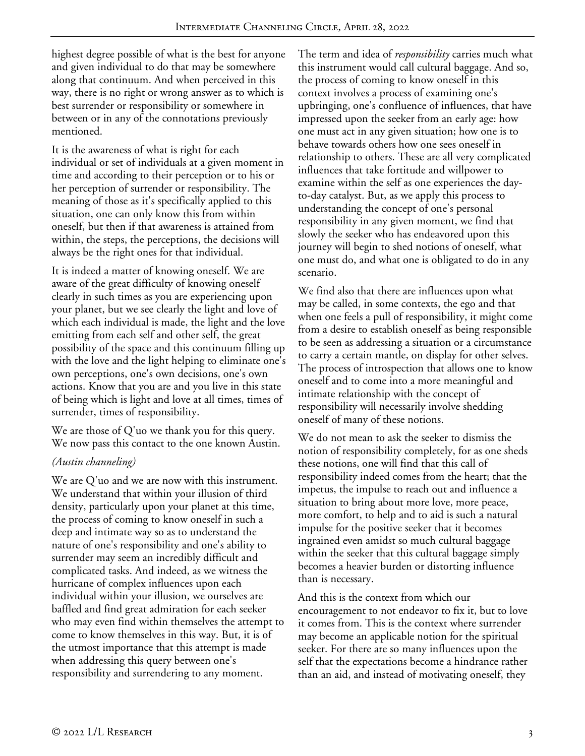highest degree possible of what is the best for anyone and given individual to do that may be somewhere along that continuum. And when perceived in this way, there is no right or wrong answer as to which is best surrender or responsibility or somewhere in between or in any of the connotations previously mentioned.

It is the awareness of what is right for each individual or set of individuals at a given moment in time and according to their perception or to his or her perception of surrender or responsibility. The meaning of those as it's specifically applied to this situation, one can only know this from within oneself, but then if that awareness is attained from within, the steps, the perceptions, the decisions will always be the right ones for that individual.

It is indeed a matter of knowing oneself. We are aware of the great difficulty of knowing oneself clearly in such times as you are experiencing upon your planet, but we see clearly the light and love of which each individual is made, the light and the love emitting from each self and other self, the great possibility of the space and this continuum filling up with the love and the light helping to eliminate one's own perceptions, one's own decisions, one's own actions. Know that you are and you live in this state of being which is light and love at all times, times of surrender, times of responsibility.

We are those of Q'uo we thank you for this query. We now pass this contact to the one known Austin.

*(Austin channeling)*

We are Q'uo and we are now with this instrument. We understand that within your illusion of third density, particularly upon your planet at this time, the process of coming to know oneself in such a deep and intimate way so as to understand the nature of one's responsibility and one's ability to surrender may seem an incredibly difficult and complicated tasks. And indeed, as we witness the hurricane of complex influences upon each individual within your illusion, we ourselves are baffled and find great admiration for each seeker who may even find within themselves the attempt to come to know themselves in this way. But, it is of the utmost importance that this attempt is made when addressing this query between one's responsibility and surrendering to any moment.

The term and idea of *responsibility* carries much what this instrument would call cultural baggage. And so, the process of coming to know oneself in this context involves a process of examining one's upbringing, one's confluence of influences, that have impressed upon the seeker from an early age: how one must act in any given situation; how one is to behave towards others how one sees oneself in relationship to others. These are all very complicated influences that take fortitude and willpower to examine within the self as one experiences the day-to-day catalyst. But, as we apply this process to understanding the concept of one's personal responsibility in any given moment, we find that slowly the seeker who has endeavored upon this journey will begin to shed notions of oneself, what one must do, and what one is obligated to do in any scenario.

We find also that there are influences upon what may be called, in some contexts, the ego and that when one feels a pull of responsibility, it might come from a desire to establish oneself as being responsible to be seen as addressing a situation or a circumstance to carry a certain mantle, on display for other selves. The process of introspection that allows one to know oneself and to come into a more meaningful and intimate relationship with the concept of responsibility will necessarily involve shedding oneself of many of these notions.

We do not mean to ask the seeker to dismiss the notion of responsibility completely, for as one sheds these notions, one will find that this call of responsibility indeed comes from the heart; that the impetus, the impulse to reach out and influence a situation to bring about more love, more peace, more comfort, to help and to aid is such a natural impulse for the positive seeker that it becomes ingrained even amidst so much cultural baggage within the seeker that this cultural baggage simply becomes a heavier burden or distorting influence than is necessary.

And this is the context from which our encouragement to not endeavor to fix it, but to love it comes from. This is the context where surrender may become an applicable notion for the spiritual seeker. For there are so many influences upon the self that the expectations become a hindrance rather than an aid, and instead of motivating oneself, they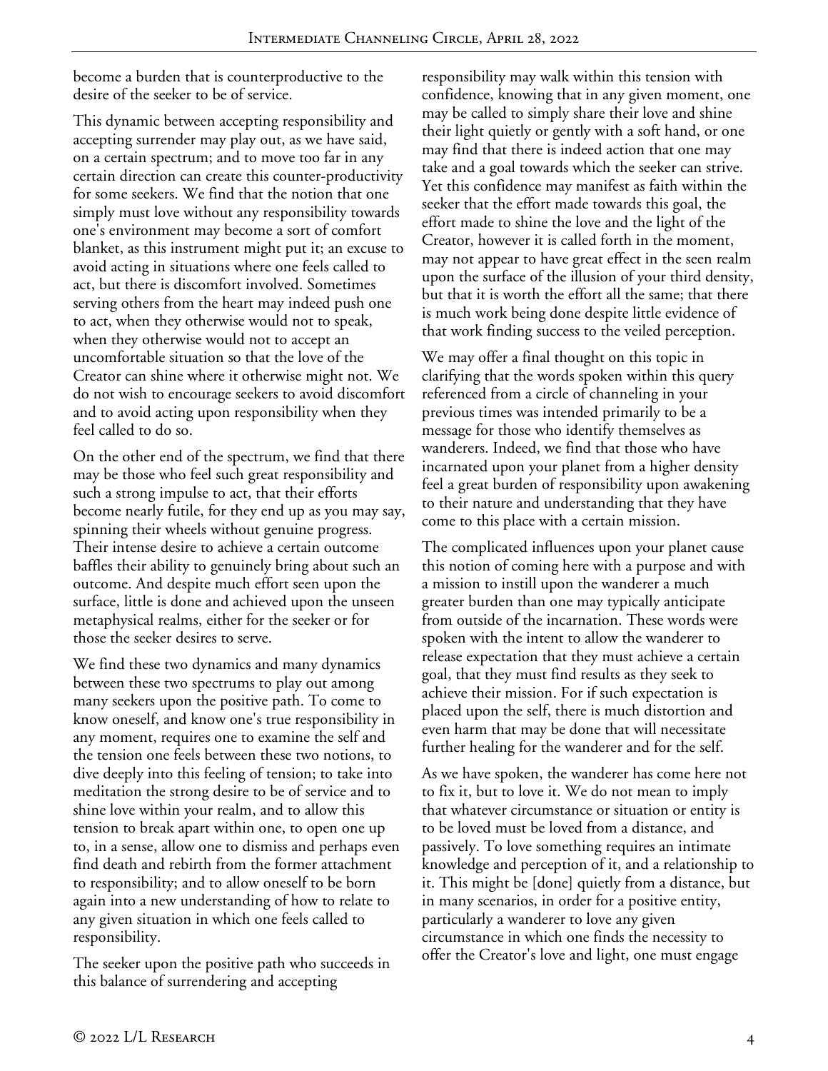become a burden that is counterproductive to the desire of the seeker to be of service.

This dynamic between accepting responsibility and accepting surrender may play out, as we have said, on a certain spectrum; and to move too far in any certain direction can create this counter-productivity for some seekers. We find that the notion that one simply must love without any responsibility towards one's environment may become a sort of comfort blanket, as this instrument might put it; an excuse to avoid acting in situations where one feels called to act, but there is discomfort involved. Sometimes serving others from the heart may indeed push one to act, when they otherwise would not to speak, when they otherwise would not to accept an uncomfortable situation so that the love of the Creator can shine where it otherwise might not. We do not wish to encourage seekers to avoid discomfort and to avoid acting upon responsibility when they feel called to do so.

On the other end of the spectrum, we find that there may be those who feel such great responsibility and such a strong impulse to act, that their efforts become nearly futile, for they end up as you may say, spinning their wheels without genuine progress. Their intense desire to achieve a certain outcome baffles their ability to genuinely bring about such an outcome. And despite much effort seen upon the surface, little is done and achieved upon the unseen metaphysical realms, either for the seeker or for those the seeker desires to serve.

We find these two dynamics and many dynamics between these two spectrums to play out among many seekers upon the positive path. To come to know oneself, and know one's true responsibility in any moment, requires one to examine the self and the tension one feels between these two notions, to dive deeply into this feeling of tension; to take into meditation the strong desire to be of service and to shine love within your realm, and to allow this tension to break apart within one, to open one up to, in a sense, allow one to dismiss and perhaps even find death and rebirth from the former attachment to responsibility; and to allow oneself to be born again into a new understanding of how to relate to any given situation in which one feels called to responsibility.

The seeker upon the positive path who succeeds in this balance of surrendering and accepting responsibility may walk within this tension with confidence, knowing that in any given moment, one may be called to simply share their love and shine their light quietly or gently with a soft hand, or one may find that there is indeed action that one may take and a goal towards which the seeker can strive. Yet this confidence may manifest as faith within the seeker that the effort made towards this goal, the effort made to shine the love and the light of the Creator, however it is called forth in the moment, may not appear to have great effect in the seen realm upon the surface of the illusion of your third density, but that it is worth the effort all the same; that there is much work being done despite little evidence of that work finding success to the veiled perception.

We may offer a final thought on this topic in clarifying that the words spoken within this query referenced from a circle of channeling in your previous times was intended primarily to be a message for those who identify themselves as wanderers. Indeed, we find that those who have incarnated upon your planet from a higher density feel a great burden of responsibility upon awakening to their nature and understanding that they have come to this place with a certain mission.

The complicated influences upon your planet cause this notion of coming here with a purpose and with a mission to instill upon the wanderer a much greater burden than one may typically anticipate from outside of the incarnation. These words were spoken with the intent to allow the wanderer to release expectation that they must achieve a certain goal, that they must find results as they seek to achieve their mission. For if such expectation is placed upon the self, there is much distortion and even harm that may be done that will necessitate further healing for the wanderer and for the self.

As we have spoken, the wanderer has come here not to fix it, but to love it. We do not mean to imply that whatever circumstance or situation or entity is to be loved must be loved from a distance, and passively. To love something requires an intimate knowledge and perception of it, and a relationship to it. This might be [done] quietly from a distance, but in many scenarios, in order for a positive entity, particularly a wanderer to love any given circumstance in which one finds the necessity to offer the Creator's love and light, one must engage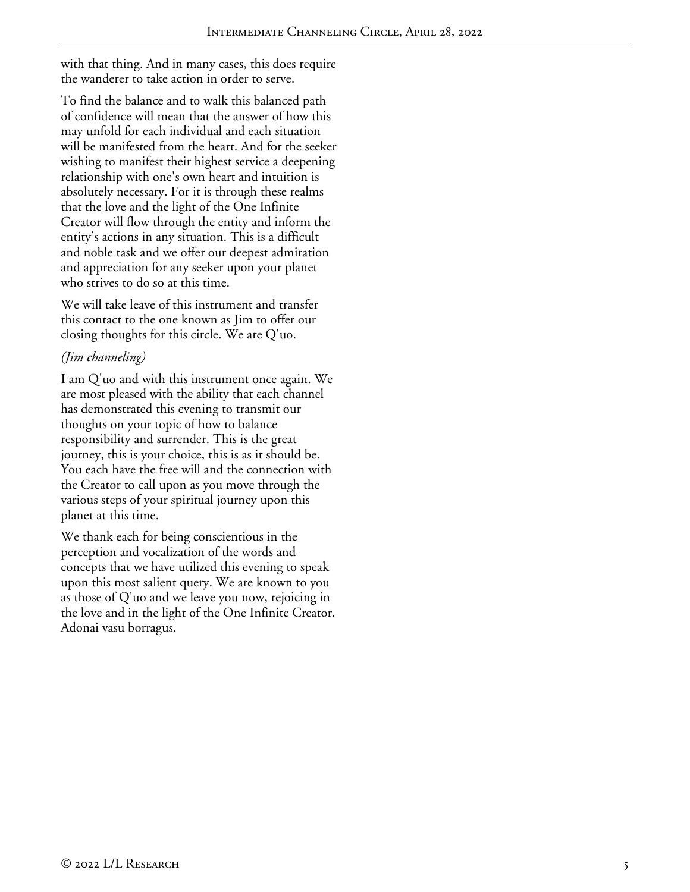with that thing. And in many cases, this does require the wanderer to take action in order to serve.

To find the balance and to walk this balanced path of confidence will mean that the answer of how this may unfold for each individual and each situation will be manifested from the heart. And for the seeker wishing to manifest their highest service a deepening relationship with one's own heart and intuition is absolutely necessary. For it is through these realms that the love and the light of the One Infinite Creator will flow through the entity and inform the entity's actions in any situation. This is a difficult and noble task and we offer our deepest admiration and appreciation for any seeker upon your planet who strives to do so at this time.

We will take leave of this instrument and transfer this contact to the one known as Jim to offer our closing thoughts for this circle. We are Q'uo.

*(Jim channeling)*

I am Q'uo and with this instrument once again. We are most pleased with the ability that each channel has demonstrated this evening to transmit our thoughts on your topic of how to balance responsibility and surrender. This is the great journey, this is your choice, this is as it should be. You each have the free will and the connection with the Creator to call upon as you move through the various steps of your spiritual journey upon this planet at this time.

We thank each for being conscientious in the perception and vocalization of the words and concepts that we have utilized this evening to speak upon this most salient query. We are known to you as those of Q'uo and we leave you now, rejoicing in the love and in the light of the One Infinite Creator. Adonai vasu borragus.